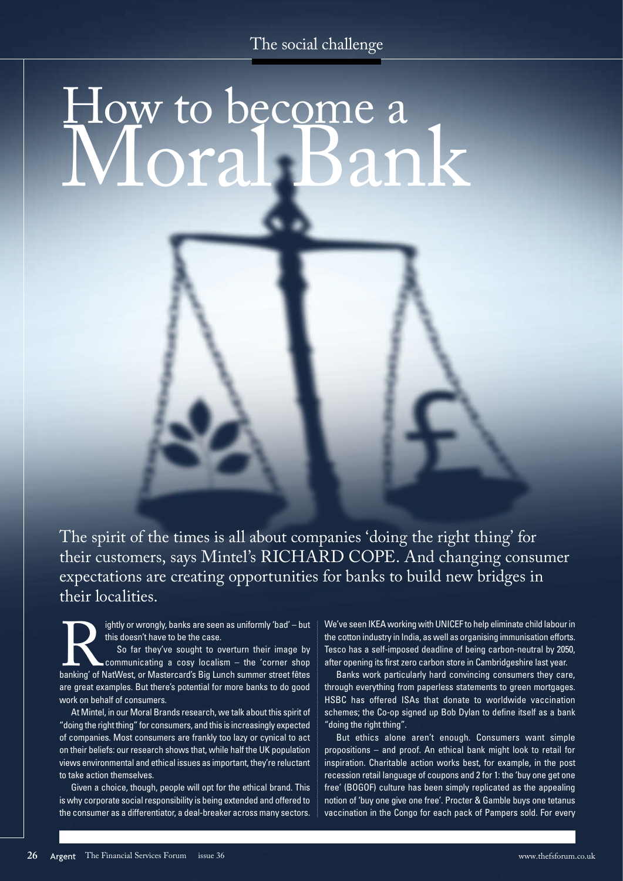The social challenge

# How to become a Moral Bank

The spirit of the times is all about companies 'doing the right thing' for their customers, says Mintel's RICHARD COPE. And changing consumer expectations are creating opportunities for banks to build new bridges in their localities.

Rightly or wrongly, banks are seen as uniformly 'bad' – but this doesn't have to be the case.

So far they've sought to overturn their image by communicating a cosy localism – the 'corner shop banking' of NatWest, or Mastercard's Big Lunch summer street fêtes are great examples. But there's potential for more banks to do good work on behalf of consumers.

At Mintel, in our Moral Brands research, we talk about this spirit of "doing the right thing" for consumers, and this is increasingly expected of companies. Most consumers are frankly too lazy or cynical to act on their beliefs: our research shows that, while half the UK population views environmental and ethical issues as important, they're reluctant to take action themselves.

Given a choice, though, people will opt for the ethical brand. This is why corporate social responsibility is being extended and offered to the consumer as a differentiator, a deal-breaker across many sectors. We've seen IKEA working with UNICEF to help eliminate child labour in the cotton industry in India, as well as organising immunisation efforts. Tesco has a self-imposed deadline of being carbon-neutral by 2050, after opening its first zero carbon store in Cambridgeshire last year.

Banks work particularly hard convincing consumers they care, through everything from paperless statements to green mortgages. HSBC has offered ISAs that donate to worldwide vaccination schemes; the Co-op signed up Bob Dylan to define itself as a bank "doing the right thing".

But ethics alone aren't enough. Consumers want simple propositions – and proof. An ethical bank might look to retail for inspiration. Charitable action works best, for example, in the post recession retail language of coupons and 2 for 1: the 'buy one get one free' (BOGOF) culture has been simply replicated as the appealing notion of 'buy one give one free'. Procter & Gamble buys one tetanus vaccination in the Congo for each pack of Pampers sold. For every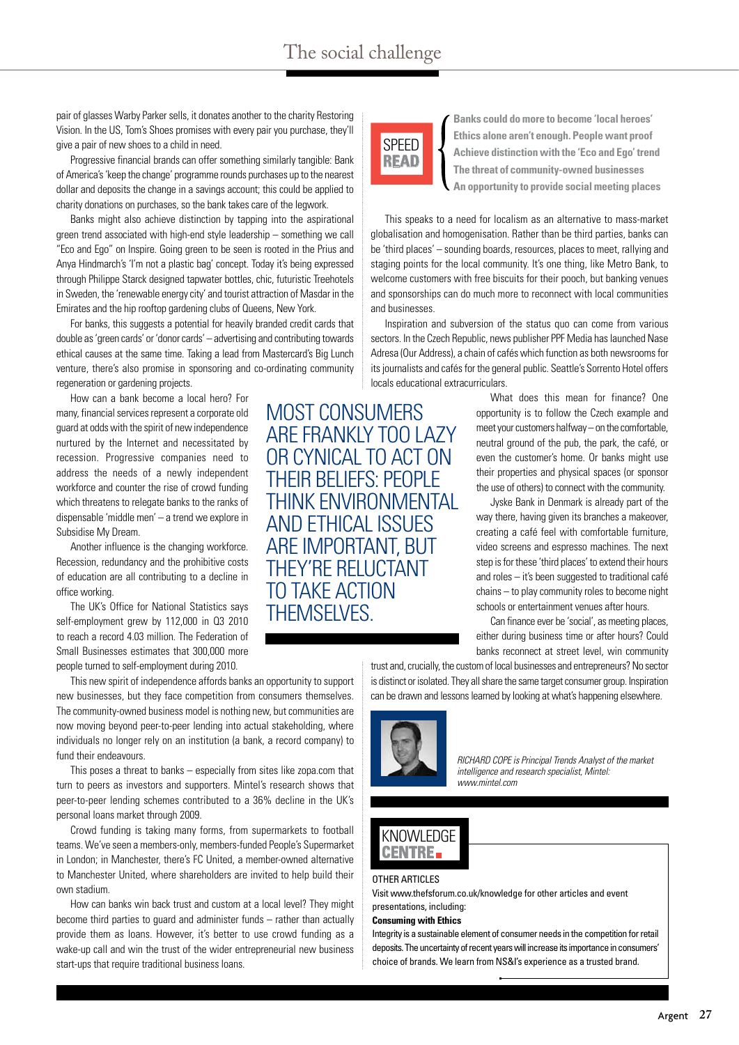pair of glasses Warby Parker sells, it donates another to the charity Restoring Vision. In the US, Tom's Shoes promises with every pair you purchase, they'll give a pair of new shoes to a child in need.

Progressive financial brands can offer something similarly tangible: Bank of America's 'keep the change' programme rounds purchases up to the nearest dollar and deposits the change in a savings account; this could be applied to charity donations on purchases, so the bank takes care of the legwork.

Banks might also achieve distinction by tapping into the aspirational green trend associated with high-end style leadership – something we call "Eco and Ego" on Inspire. Going green to be seen is rooted in the Prius and Anya Hindmarch's 'I'm not a plastic bag' concept. Today it's being expressed through Philippe Starck designed tapwater bottles, chic, futuristic Treehotels in Sweden, the 'renewable energy city' and tourist attraction of Masdar in the Emirates and the hip rooftop gardening clubs of Queens, New York.

For banks, this suggests a potential for heavily branded credit cards that double as 'green cards' or 'donor cards' – advertising and contributing towards ethical causes at the same time. Taking a lead from Mastercard's Big Lunch venture, there's also promise in sponsoring and co-ordinating community regeneration or gardening projects.

How can a bank become a local hero? For many, financial services represent a corporate old guard at odds with the spirit of new independence nurtured by the Internet and necessitated by recession. Progressive companies need to address the needs of a newly independent workforce and counter the rise of crowd funding which threatens to relegate banks to the ranks of dispensable 'middle men' – a trend we explore in Subsidise My Dream.

Another influence is the changing workforce. Recession, redundancy and the prohibitive costs of education are all contributing to a decline in office working.

The UK's Office for National Statistics says self-employment grew by 112,000 in Q3 2010 to reach a record 4.03 million. The Federation of Small Businesses estimates that 300,000 more people turned to self-employment during 2010.

> MOST CONSUMERS ARE FRANKLY TOO LAZY OR CYNICAL TO ACT ON THEIR BELIEFS: PEOPLE THINK ENVIRONMENTAL AND ETHICAL ISSUES ARE IMPORTANT, BUT THEY'RE RELUCTANT TO TAKE ACTION THEMSELVES.

This new spirit of independence affords banks an opportunity to support new businesses, but they face competition from consumers themselves. The community-owned business model is nothing new, but communities are now moving beyond peer-to-peer lending into actual stakeholding, where individuals no longer rely on an institution (a bank, a record company) to fund their endeavours.

This poses a threat to banks – especially from sites like zopa.com that turn to peers as investors and supporters. Mintel's research shows that peer-to-peer lending schemes contributed to a 36% decline in the UK's personal loans market through 2009.

Crowd funding is taking many forms, from supermarkets to football teams. We've seen a members-only, members-funded People's Supermarket in London; in Manchester, there's FC United, a member-owned alternative to Manchester United, where shareholders are invited to help build their own stadium.

How can banks win back trust and custom at a local level? They might become third parties to guard and administer funds – rather than actually provide them as loans. However, it's better to use crowd funding as a wake-up call and win the trust of the wider entrepreneurial new business start-ups that require traditional business loans.

**SPEED READ**

- **Banks could do more to become 'local heroes'**
- **Ethics alone aren't enough. People want proof**
- **Achieve distinction with the 'Eco and Ego' trend**
- **The threat of community-owned businesses**
- **An opportunity to provide social meeting places**

This speaks to a need for localism as an alternative to mass-market globalisation and homogenisation. Rather than be third parties, banks can be 'third places' – sounding boards, resources, places to meet, rallying and staging points for the local community. It's one thing, like Metro Bank, to welcome customers with free biscuits for their pooch, but banking venues and sponsorships can do much more to reconnect with local communities and businesses.

Inspiration and subversion of the status quo can come from various sectors. In the Czech Republic, news publisher PPF Media has launched Nase Adresa (Our Address), a chain of cafés which function as both newsrooms for its journalists and cafés for the general public. Seattle's Sorrento Hotel offers locals educational extracurriculars.

What does this mean for finance? One opportunity is to follow the Czech example and meet your customers halfway – on the comfortable, neutral ground of the pub, the park, the café, or even the customer's home. Or banks might use their properties and physical spaces (or sponsor the use of others) to connect with the community.

Jyske Bank in Denmark is already part of the way there, having given its branches a makeover, creating a café feel with comfortable furniture, video screens and espresso machines. The next step is for these 'third places' to extend their hours and roles – it's been suggested to traditional café chains – to play community roles to become night schools or entertainment venues after hours.

Can finance ever be 'social', as meeting places, either during business time or after hours? Could banks reconnect at street level, win community trust and, crucially, the custom of local businesses and entrepreneurs? No sector is distinct or isolated. They all share the same target consumer group. Inspiration can be drawn and lessons learned by looking at what's happening elsewhere.

*RICHARD COPE is Principal Trends Analyst of the market intelligence and research specialist, Mintel: www.mintel.com*

**KNOWLEDGE CENTRE**

OTHER ARTICLES

Visit www.thefsforum.co.uk/knowledge for other articles and event presentations, including:

**Consuming with Ethics**

Integrity is a sustainable element of consumer needs in the competition for retail deposits. The uncertainty of recent years will increase its importance in consumers' choice of brands. We learn from NS&I's experience as a trusted brand.